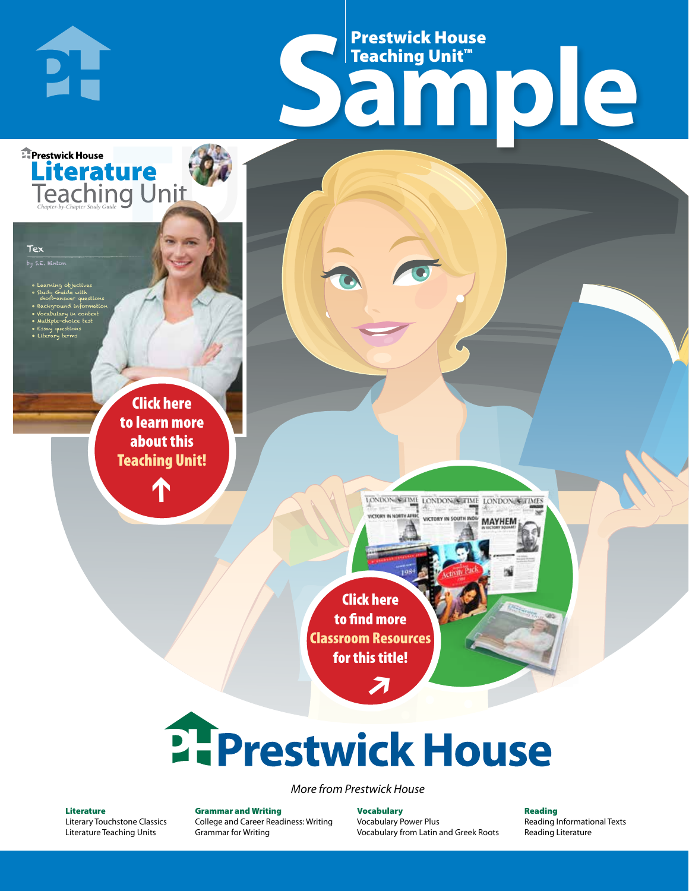# Prestwick House Teaching Unit™ Sample

Prestwick House

## Literature Teaching Unit

*Chapter-by-Chapter Study Guide*

**Tex**

by S.E. Hinton

- Learning objectives
- Study Guide with short-answer questions
- Background information
- Vocabulary in context
- Multiple-choice test
- Essay questions
- Literary terms

**Click here to learn more about this Teaching Unit!**

**Click here to find more Classroom Resources for this title!**

# Prestwick House

*More from Prestwick House*

**Literature**
Literary Touchstone Classics
Literature Teaching Units

**Grammar and Writing**
College and Career Readiness: Writing
Grammar for Writing

**Vocabulary**
Vocabulary Power Plus
Vocabulary from Latin and Greek Roots

**Reading**
Reading Informational Texts
Reading Literature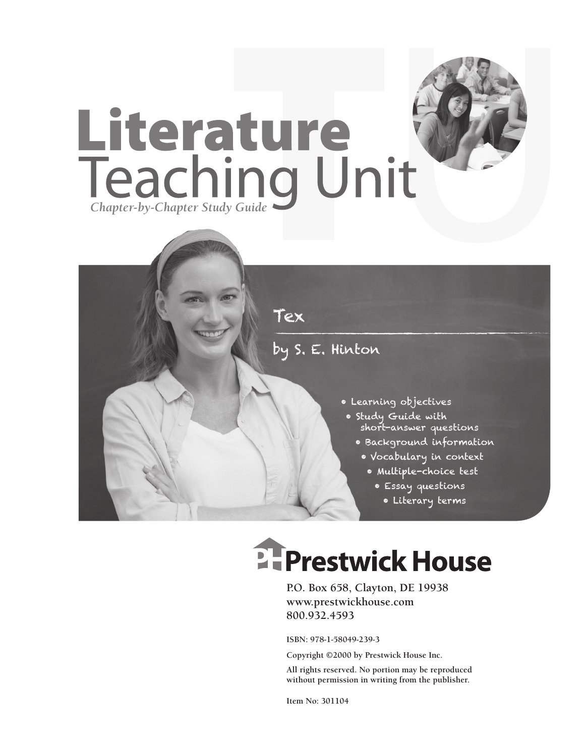# Literature Teaching Unit

*Chapter-by-Chapter Study Guide*

Tex

by S. E. Hinton

- Learning objectives
- Study Guide with short-answer questions
- Background information
- Vocabulary in context
- Multiple-choice test
- Essay questions
- Literary terms

**Prestwick House**

P.O. Box 658, Clayton, DE 19938
www.prestwickhouse.com
800.932.4593

ISBN: 978-1-58049-239-3

Copyright ©2000 by Prestwick House Inc.

All rights reserved. No portion may be reproduced without permission in writing from the publisher.

Item No: 301104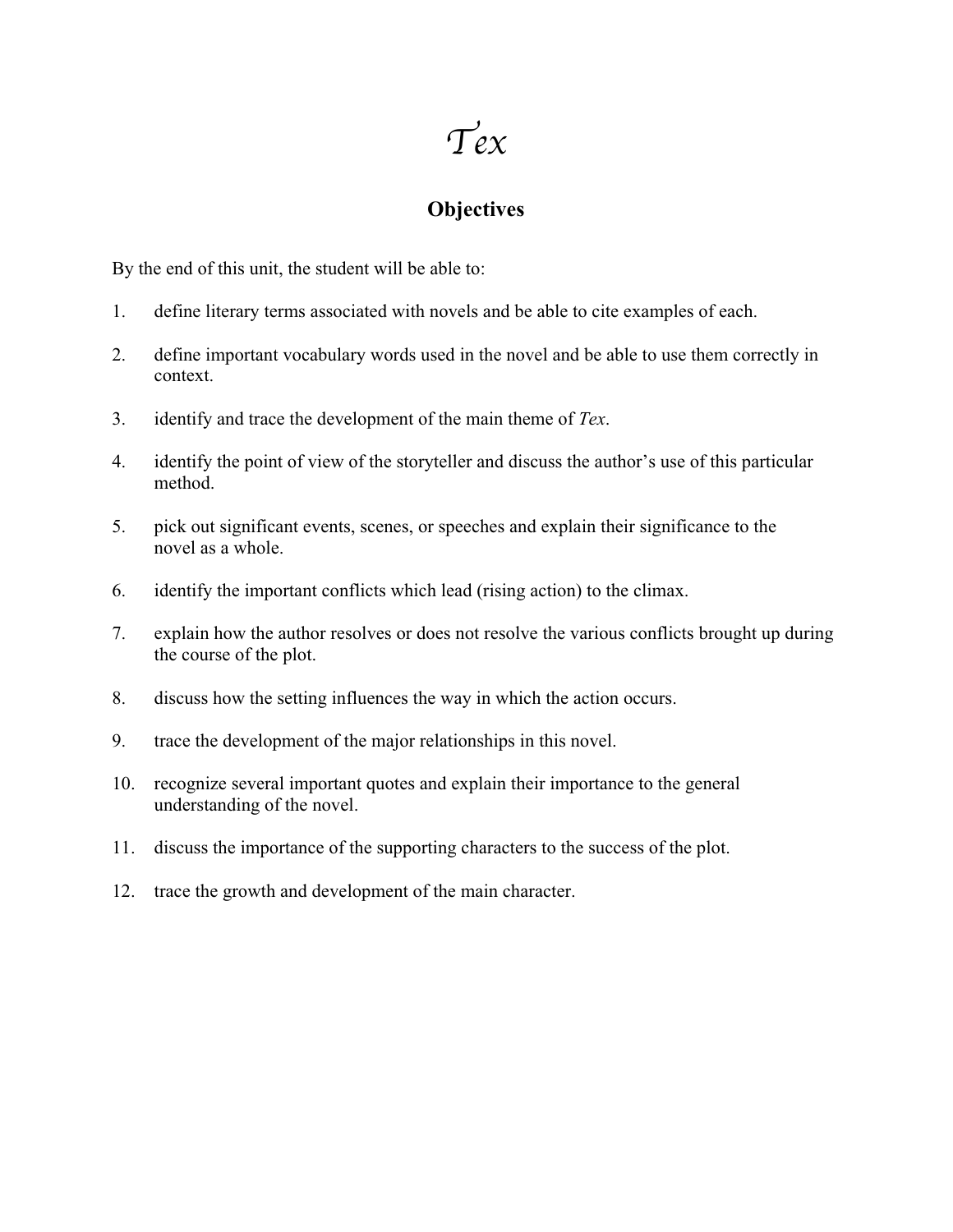# *Tex*

## Objectives

By the end of this unit, the student will be able to:

1. define literary terms associated with novels and be able to cite examples of each.

2. define important vocabulary words used in the novel and be able to use them correctly in context.

3. identify and trace the development of the main theme of *Tex*.

4. identify the point of view of the storyteller and discuss the author's use of this particular method.

5. pick out significant events, scenes, or speeches and explain their significance to the novel as a whole.

6. identify the important conflicts which lead (rising action) to the climax.

7. explain how the author resolves or does not resolve the various conflicts brought up during the course of the plot.

8. discuss how the setting influences the way in which the action occurs.

9. trace the development of the major relationships in this novel.

10. recognize several important quotes and explain their importance to the general understanding of the novel.

11. discuss the importance of the supporting characters to the success of the plot.

12. trace the growth and development of the main character.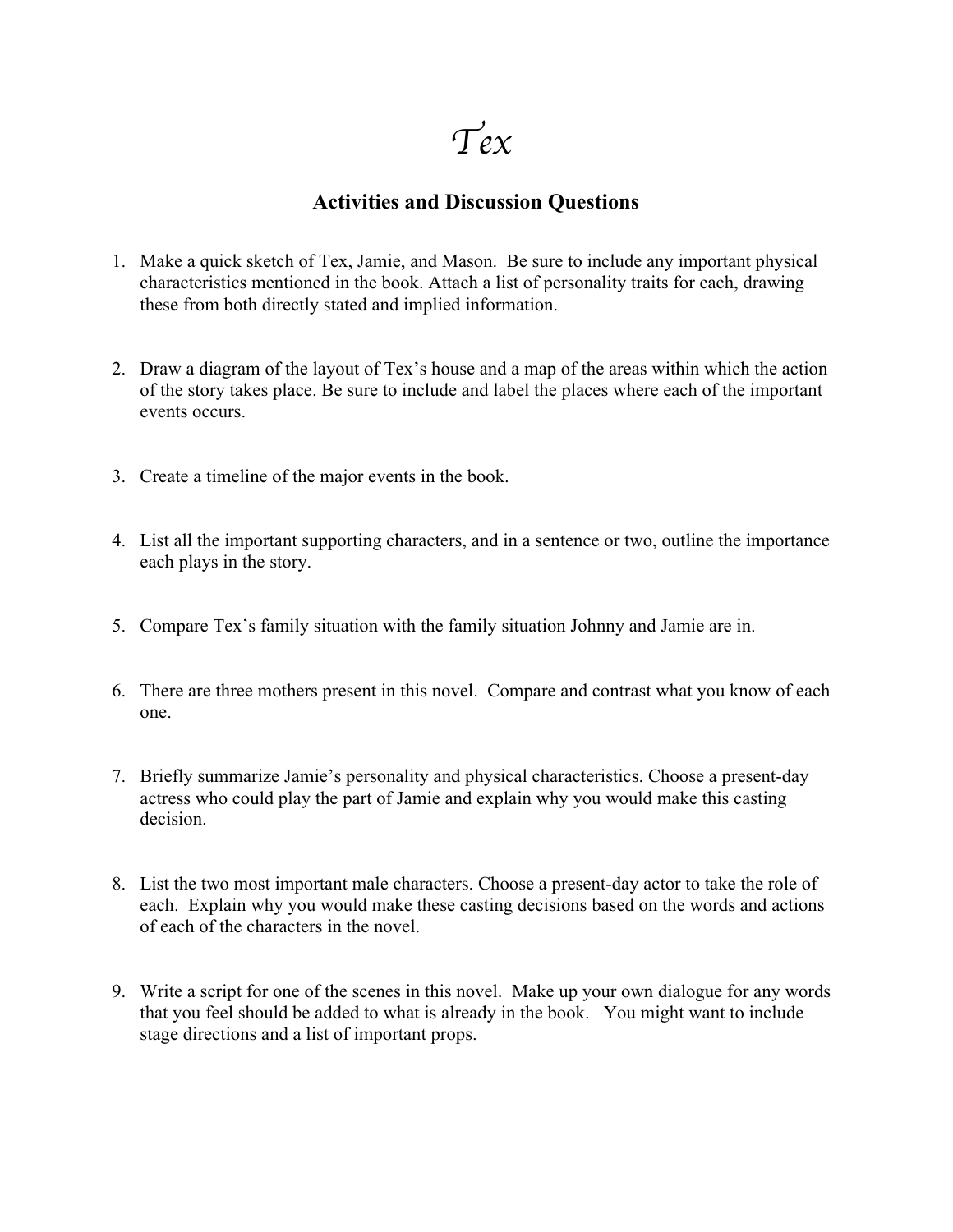# *Tex*

## Activities and Discussion Questions

1. Make a quick sketch of Tex, Jamie, and Mason. Be sure to include any important physical characteristics mentioned in the book. Attach a list of personality traits for each, drawing these from both directly stated and implied information.

2. Draw a diagram of the layout of Tex's house and a map of the areas within which the action of the story takes place. Be sure to include and label the places where each of the important events occurs.

3. Create a timeline of the major events in the book.

4. List all the important supporting characters, and in a sentence or two, outline the importance each plays in the story.

5. Compare Tex's family situation with the family situation Johnny and Jamie are in.

6. There are three mothers present in this novel. Compare and contrast what you know of each one.

7. Briefly summarize Jamie's personality and physical characteristics. Choose a present-day actress who could play the part of Jamie and explain why you would make this casting decision.

8. List the two most important male characters. Choose a present-day actor to take the role of each. Explain why you would make these casting decisions based on the words and actions of each of the characters in the novel.

9. Write a script for one of the scenes in this novel. Make up your own dialogue for any words that you feel should be added to what is already in the book. You might want to include stage directions and a list of important props.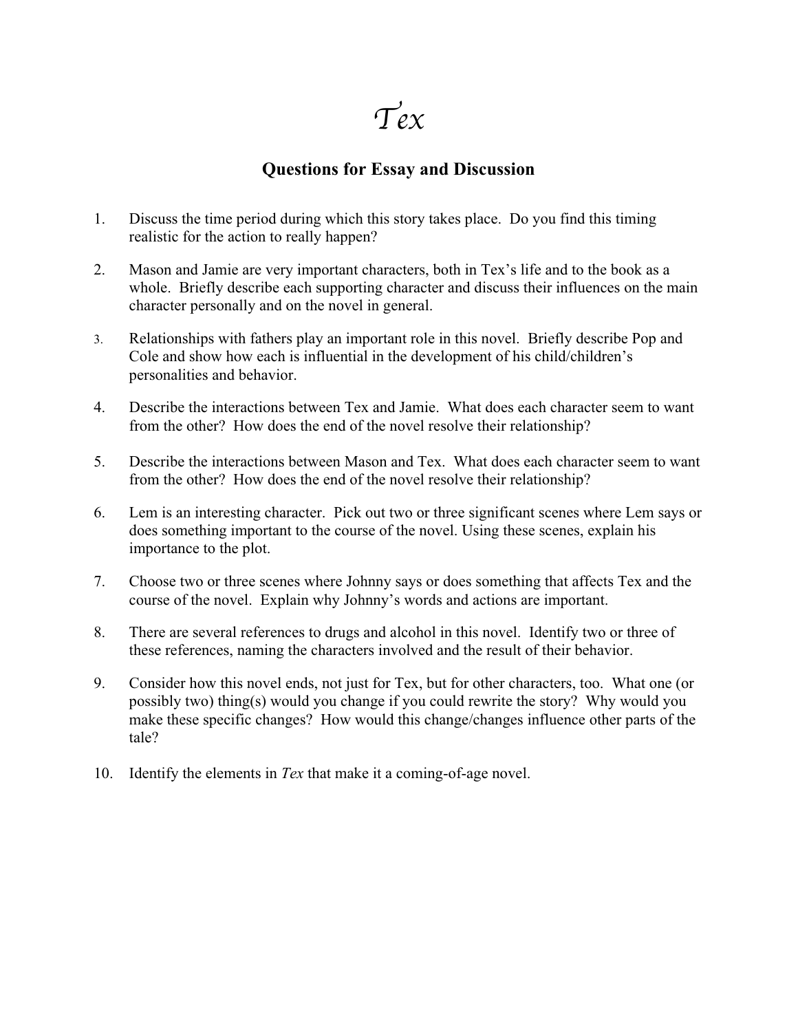# *Tex*

## Questions for Essay and Discussion

1. Discuss the time period during which this story takes place. Do you find this timing realistic for the action to really happen?

2. Mason and Jamie are very important characters, both in Tex's life and to the book as a whole. Briefly describe each supporting character and discuss their influences on the main character personally and on the novel in general.

3. Relationships with fathers play an important role in this novel. Briefly describe Pop and Cole and show how each is influential in the development of his child/children's personalities and behavior.

4. Describe the interactions between Tex and Jamie. What does each character seem to want from the other? How does the end of the novel resolve their relationship?

5. Describe the interactions between Mason and Tex. What does each character seem to want from the other? How does the end of the novel resolve their relationship?

6. Lem is an interesting character. Pick out two or three significant scenes where Lem says or does something important to the course of the novel. Using these scenes, explain his importance to the plot.

7. Choose two or three scenes where Johnny says or does something that affects Tex and the course of the novel. Explain why Johnny's words and actions are important.

8. There are several references to drugs and alcohol in this novel. Identify two or three of these references, naming the characters involved and the result of their behavior.

9. Consider how this novel ends, not just for Tex, but for other characters, too. What one (or possibly two) thing(s) would you change if you could rewrite the story? Why would you make these specific changes? How would this change/changes influence other parts of the tale?

10. Identify the elements in *Tex* that make it a coming-of-age novel.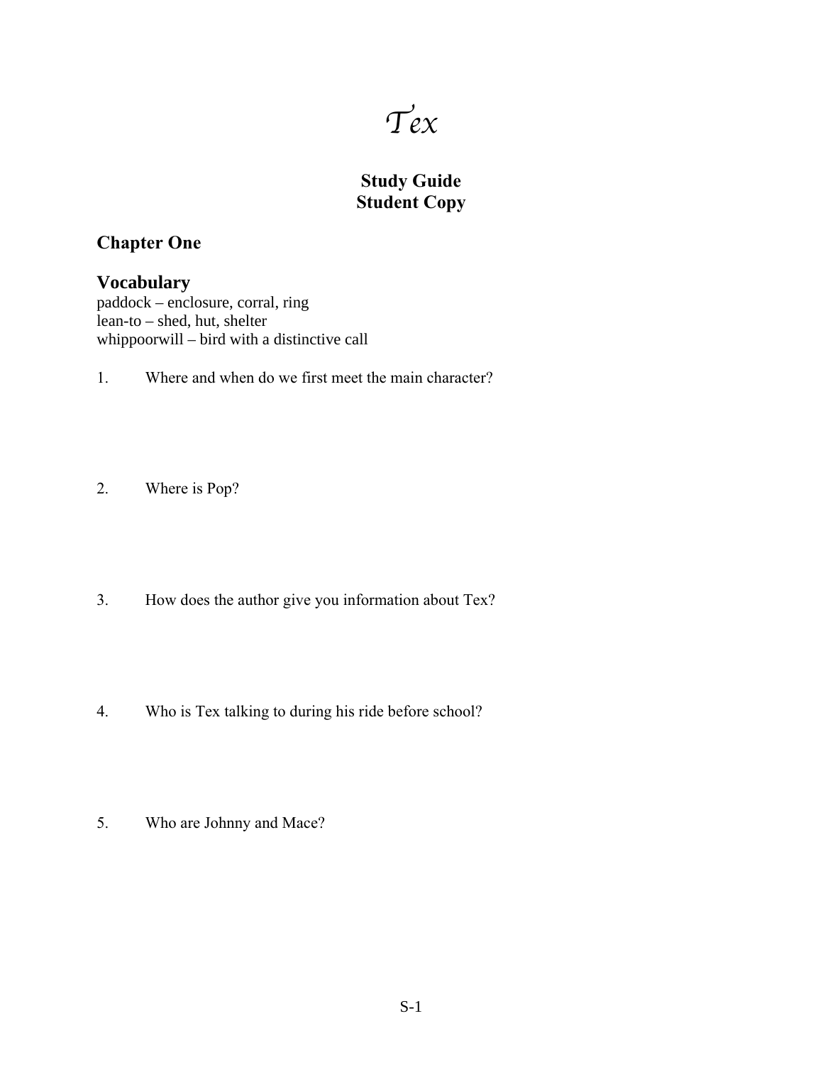# *Tex*

### Study Guide
### Student Copy

## Chapter One

### Vocabulary

paddock – enclosure, corral, ring
lean-to – shed, hut, shelter
whippoorwill – bird with a distinctive call

1. Where and when do we first meet the main character?

2. Where is Pop?

3. How does the author give you information about Tex?

4. Who is Tex talking to during his ride before school?

5. Who are Johnny and Mace?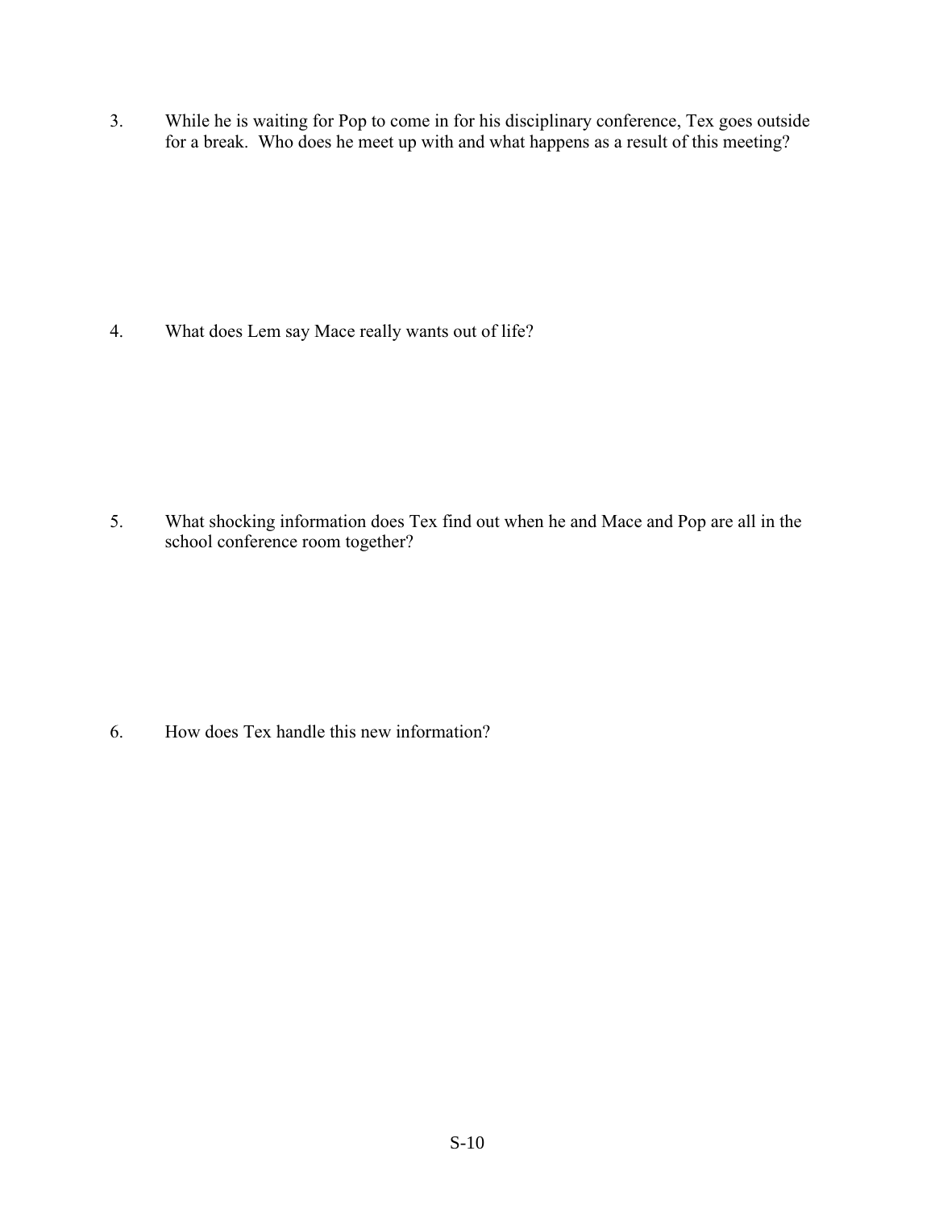3. While he is waiting for Pop to come in for his disciplinary conference, Tex goes outside for a break. Who does he meet up with and what happens as a result of this meeting?

4. What does Lem say Mace really wants out of life?

5. What shocking information does Tex find out when he and Mace and Pop are all in the school conference room together?

6. How does Tex handle this new information?